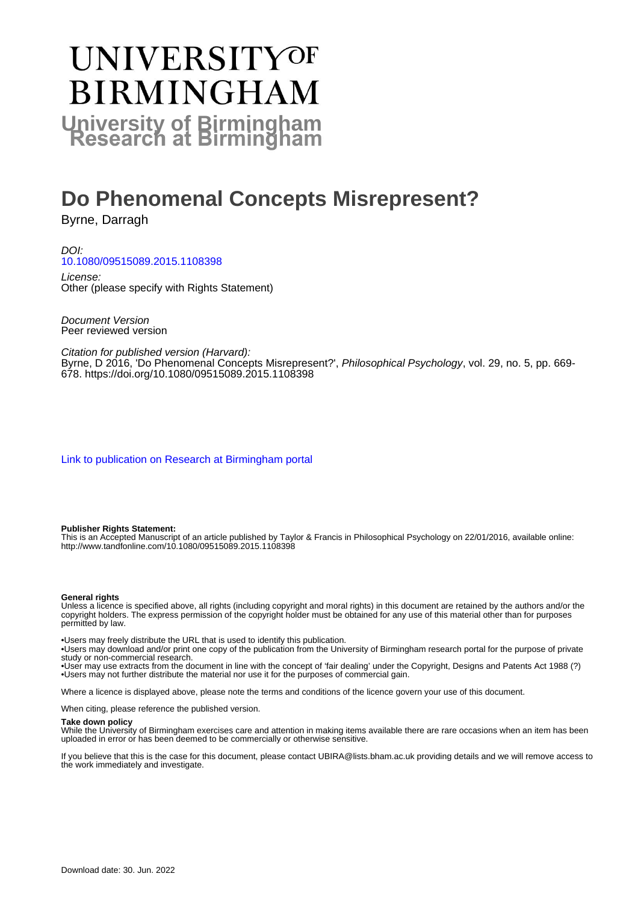# UNIVERSITY OF BIRMINGHAM

**University of Birmingham Research at Birmingham**

# Do Phenomenal Concepts Misrepresent?

Byrne, Darragh

*DOI:*
10.1080/09515089.2015.1108398

*License:*
Other (please specify with Rights Statement)

*Document Version*
Peer reviewed version

*Citation for published version (Harvard):*
Byrne, D 2016, 'Do Phenomenal Concepts Misrepresent?', *Philosophical Psychology*, vol. 29, no. 5, pp. 669-678. https://doi.org/10.1080/09515089.2015.1108398

Link to publication on Research at Birmingham portal

**Publisher Rights Statement:**
This is an Accepted Manuscript of an article published by Taylor & Francis in Philosophical Psychology on 22/01/2016, available online: http://www.tandfonline.com/10.1080/09515089.2015.1108398

**General rights**
Unless a licence is specified above, all rights (including copyright and moral rights) in this document are retained by the authors and/or the copyright holders. The express permission of the copyright holder must be obtained for any use of this material other than for purposes permitted by law.

•Users may freely distribute the URL that is used to identify this publication.
•Users may download and/or print one copy of the publication from the University of Birmingham research portal for the purpose of private study or non-commercial research.
•User may use extracts from the document in line with the concept of 'fair dealing' under the Copyright, Designs and Patents Act 1988 (?)
•Users may not further distribute the material nor use it for the purposes of commercial gain.

Where a licence is displayed above, please note the terms and conditions of the licence govern your use of this document.

When citing, please reference the published version.

**Take down policy**
While the University of Birmingham exercises care and attention in making items available there are rare occasions when an item has been uploaded in error or has been deemed to be commercially or otherwise sensitive.

If you believe that this is the case for this document, please contact UBIRA@lists.bham.ac.uk providing details and we will remove access to the work immediately and investigate.

Download date: 30. Jun. 2022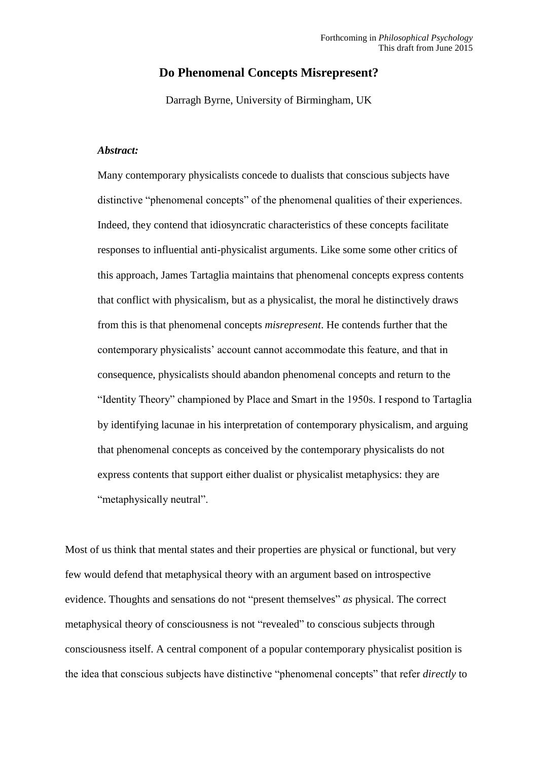# Do Phenomenal Concepts Misrepresent?

Darragh Byrne, University of Birmingham, UK

***Abstract:***

Many contemporary physicalists concede to dualists that conscious subjects have distinctive "phenomenal concepts" of the phenomenal qualities of their experiences. Indeed, they contend that idiosyncratic characteristics of these concepts facilitate responses to influential anti-physicalist arguments. Like some some other critics of this approach, James Tartaglia maintains that phenomenal concepts express contents that conflict with physicalism, but as a physicalist, the moral he distinctively draws from this is that phenomenal concepts *misrepresent*. He contends further that the contemporary physicalists' account cannot accommodate this feature, and that in consequence, physicalists should abandon phenomenal concepts and return to the "Identity Theory" championed by Place and Smart in the 1950s. I respond to Tartaglia by identifying lacunae in his interpretation of contemporary physicalism, and arguing that phenomenal concepts as conceived by the contemporary physicalists do not express contents that support either dualist or physicalist metaphysics: they are "metaphysically neutral".

Most of us think that mental states and their properties are physical or functional, but very few would defend that metaphysical theory with an argument based on introspective evidence. Thoughts and sensations do not "present themselves" *as* physical. The correct metaphysical theory of consciousness is not "revealed" to conscious subjects through consciousness itself. A central component of a popular contemporary physicalist position is the idea that conscious subjects have distinctive "phenomenal concepts" that refer *directly* to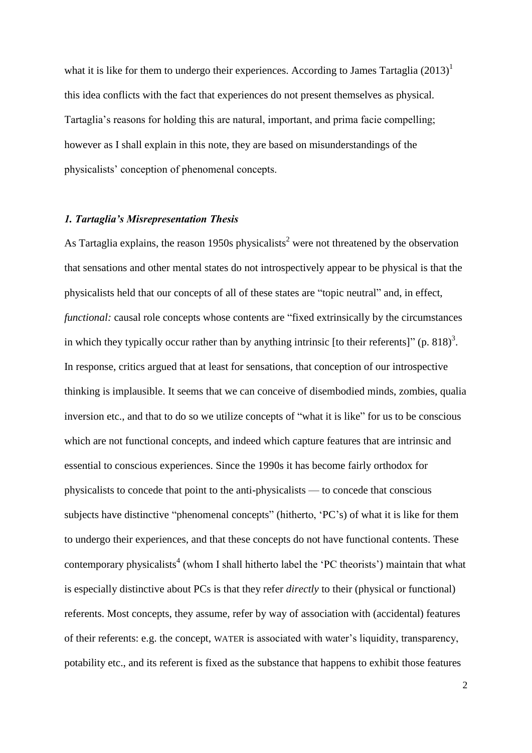what it is like for them to undergo their experiences. According to James Tartaglia (2013)[1] this idea conflicts with the fact that experiences do not present themselves as physical. Tartaglia's reasons for holding this are natural, important, and prima facie compelling; however as I shall explain in this note, they are based on misunderstandings of the physicalists' conception of phenomenal concepts.

### *1. Tartaglia's Misrepresentation Thesis*

As Tartaglia explains, the reason 1950s physicalists[2] were not threatened by the observation that sensations and other mental states do not introspectively appear to be physical is that the physicalists held that our concepts of all of these states are "topic neutral" and, in effect, *functional:* causal role concepts whose contents are "fixed extrinsically by the circumstances in which they typically occur rather than by anything intrinsic [to their referents]" (p. 818)[3]. In response, critics argued that at least for sensations, that conception of our introspective thinking is implausible. It seems that we can conceive of disembodied minds, zombies, qualia inversion etc., and that to do so we utilize concepts of "what it is like" for us to be conscious which are not functional concepts, and indeed which capture features that are intrinsic and essential to conscious experiences. Since the 1990s it has become fairly orthodox for physicalists to concede that point to the anti-physicalists — to concede that conscious subjects have distinctive "phenomenal concepts" (hitherto, 'PC's) of what it is like for them to undergo their experiences, and that these concepts do not have functional contents. These contemporary physicalists[4] (whom I shall hitherto label the 'PC theorists') maintain that what is especially distinctive about PCs is that they refer *directly* to their (physical or functional) referents. Most concepts, they assume, refer by way of association with (accidental) features of their referents: e.g. the concept, WATER is associated with water's liquidity, transparency, potability etc., and its referent is fixed as the substance that happens to exhibit those features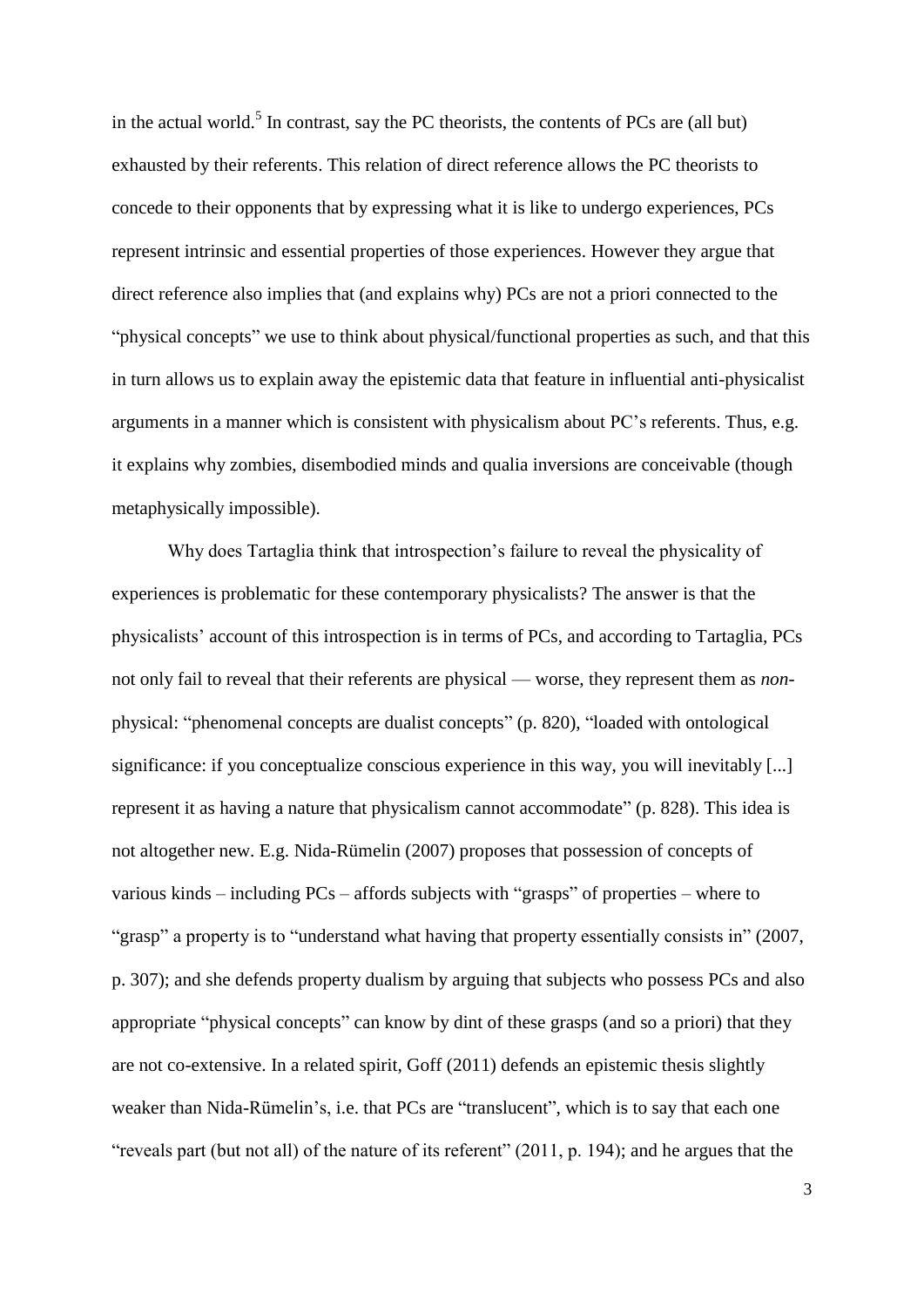in the actual world.[5] In contrast, say the PC theorists, the contents of PCs are (all but) exhausted by their referents. This relation of direct reference allows the PC theorists to concede to their opponents that by expressing what it is like to undergo experiences, PCs represent intrinsic and essential properties of those experiences. However they argue that direct reference also implies that (and explains why) PCs are not a priori connected to the "physical concepts" we use to think about physical/functional properties as such, and that this in turn allows us to explain away the epistemic data that feature in influential anti-physicalist arguments in a manner which is consistent with physicalism about PC's referents. Thus, e.g. it explains why zombies, disembodied minds and qualia inversions are conceivable (though metaphysically impossible).

Why does Tartaglia think that introspection's failure to reveal the physicality of experiences is problematic for these contemporary physicalists? The answer is that the physicalists' account of this introspection is in terms of PCs, and according to Tartaglia, PCs not only fail to reveal that their referents are physical — worse, they represent them as *non*-physical: "phenomenal concepts are dualist concepts" (p. 820), "loaded with ontological significance: if you conceptualize conscious experience in this way, you will inevitably [...] represent it as having a nature that physicalism cannot accommodate" (p. 828). This idea is not altogether new. E.g. Nida-Rümelin (2007) proposes that possession of concepts of various kinds – including PCs – affords subjects with "grasps" of properties – where to "grasp" a property is to "understand what having that property essentially consists in" (2007, p. 307); and she defends property dualism by arguing that subjects who possess PCs and also appropriate "physical concepts" can know by dint of these grasps (and so a priori) that they are not co-extensive. In a related spirit, Goff (2011) defends an epistemic thesis slightly weaker than Nida-Rümelin's, i.e. that PCs are "translucent", which is to say that each one "reveals part (but not all) of the nature of its referent" (2011, p. 194); and he argues that the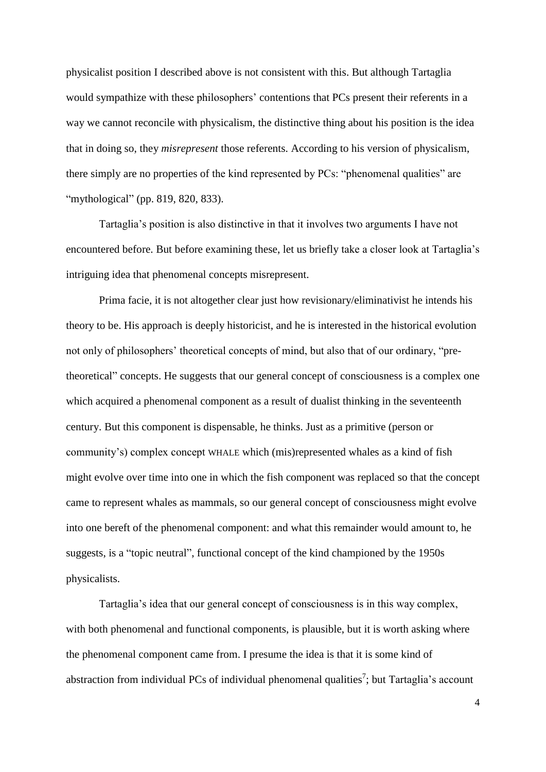physicalist position I described above is not consistent with this. But although Tartaglia would sympathize with these philosophers' contentions that PCs present their referents in a way we cannot reconcile with physicalism, the distinctive thing about his position is the idea that in doing so, they *misrepresent* those referents. According to his version of physicalism, there simply are no properties of the kind represented by PCs: "phenomenal qualities" are "mythological" (pp. 819, 820, 833).

Tartaglia's position is also distinctive in that it involves two arguments I have not encountered before. But before examining these, let us briefly take a closer look at Tartaglia's intriguing idea that phenomenal concepts misrepresent.

Prima facie, it is not altogether clear just how revisionary/eliminativist he intends his theory to be. His approach is deeply historicist, and he is interested in the historical evolution not only of philosophers' theoretical concepts of mind, but also that of our ordinary, "pre-theoretical" concepts. He suggests that our general concept of consciousness is a complex one which acquired a phenomenal component as a result of dualist thinking in the seventeenth century. But this component is dispensable, he thinks. Just as a primitive (person or community's) complex concept WHALE which (mis)represented whales as a kind of fish might evolve over time into one in which the fish component was replaced so that the concept came to represent whales as mammals, so our general concept of consciousness might evolve into one bereft of the phenomenal component: and what this remainder would amount to, he suggests, is a "topic neutral", functional concept of the kind championed by the 1950s physicalists.

Tartaglia's idea that our general concept of consciousness is in this way complex, with both phenomenal and functional components, is plausible, but it is worth asking where the phenomenal component came from. I presume the idea is that it is some kind of abstraction from individual PCs of individual phenomenal qualities[7]; but Tartaglia's account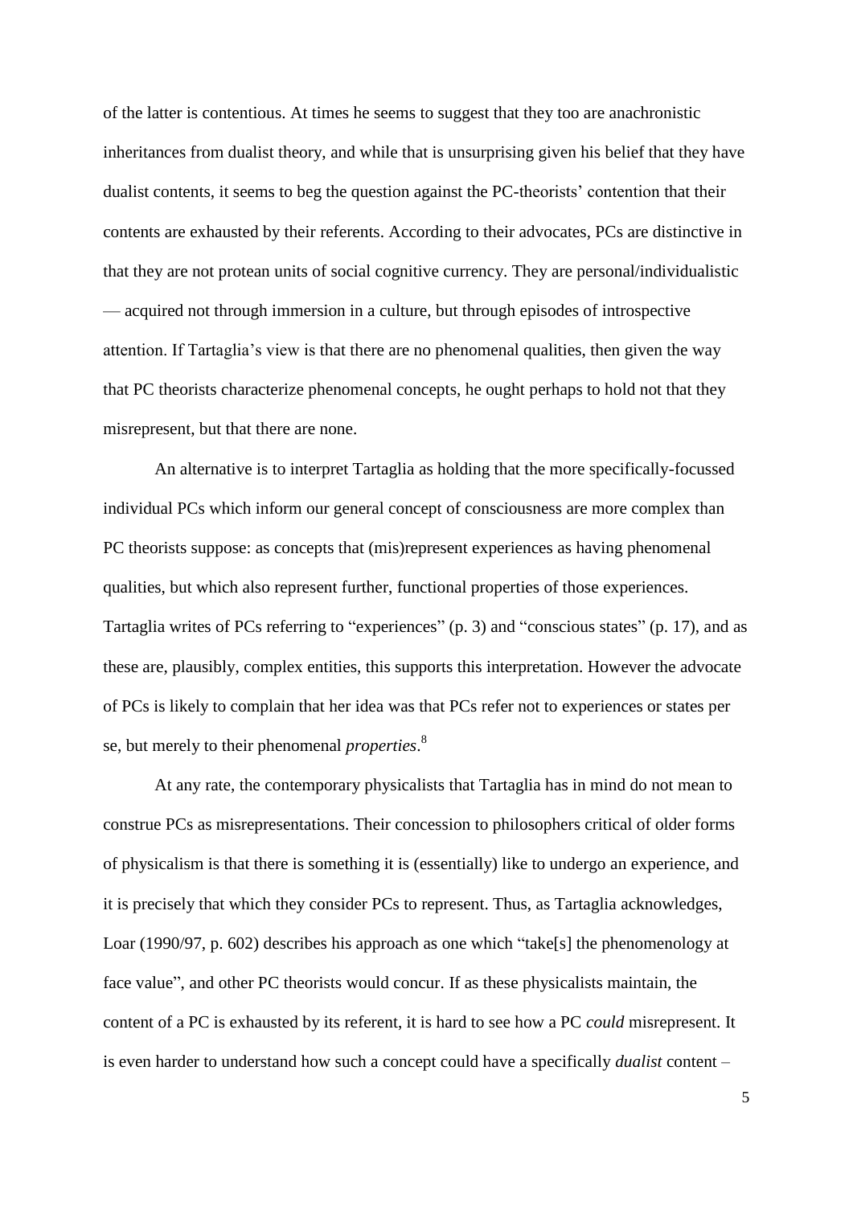of the latter is contentious. At times he seems to suggest that they too are anachronistic inheritances from dualist theory, and while that is unsurprising given his belief that they have dualist contents, it seems to beg the question against the PC-theorists' contention that their contents are exhausted by their referents. According to their advocates, PCs are distinctive in that they are not protean units of social cognitive currency. They are personal/individualistic — acquired not through immersion in a culture, but through episodes of introspective attention. If Tartaglia's view is that there are no phenomenal qualities, then given the way that PC theorists characterize phenomenal concepts, he ought perhaps to hold not that they misrepresent, but that there are none.

An alternative is to interpret Tartaglia as holding that the more specifically-focussed individual PCs which inform our general concept of consciousness are more complex than PC theorists suppose: as concepts that (mis)represent experiences as having phenomenal qualities, but which also represent further, functional properties of those experiences. Tartaglia writes of PCs referring to "experiences" (p. 3) and "conscious states" (p. 17), and as these are, plausibly, complex entities, this supports this interpretation. However the advocate of PCs is likely to complain that her idea was that PCs refer not to experiences or states per se, but merely to their phenomenal *properties*.[8]

At any rate, the contemporary physicalists that Tartaglia has in mind do not mean to construe PCs as misrepresentations. Their concession to philosophers critical of older forms of physicalism is that there is something it is (essentially) like to undergo an experience, and it is precisely that which they consider PCs to represent. Thus, as Tartaglia acknowledges, Loar (1990/97, p. 602) describes his approach as one which "take[s] the phenomenology at face value", and other PC theorists would concur. If as these physicalists maintain, the content of a PC is exhausted by its referent, it is hard to see how a PC *could* misrepresent. It is even harder to understand how such a concept could have a specifically *dualist* content –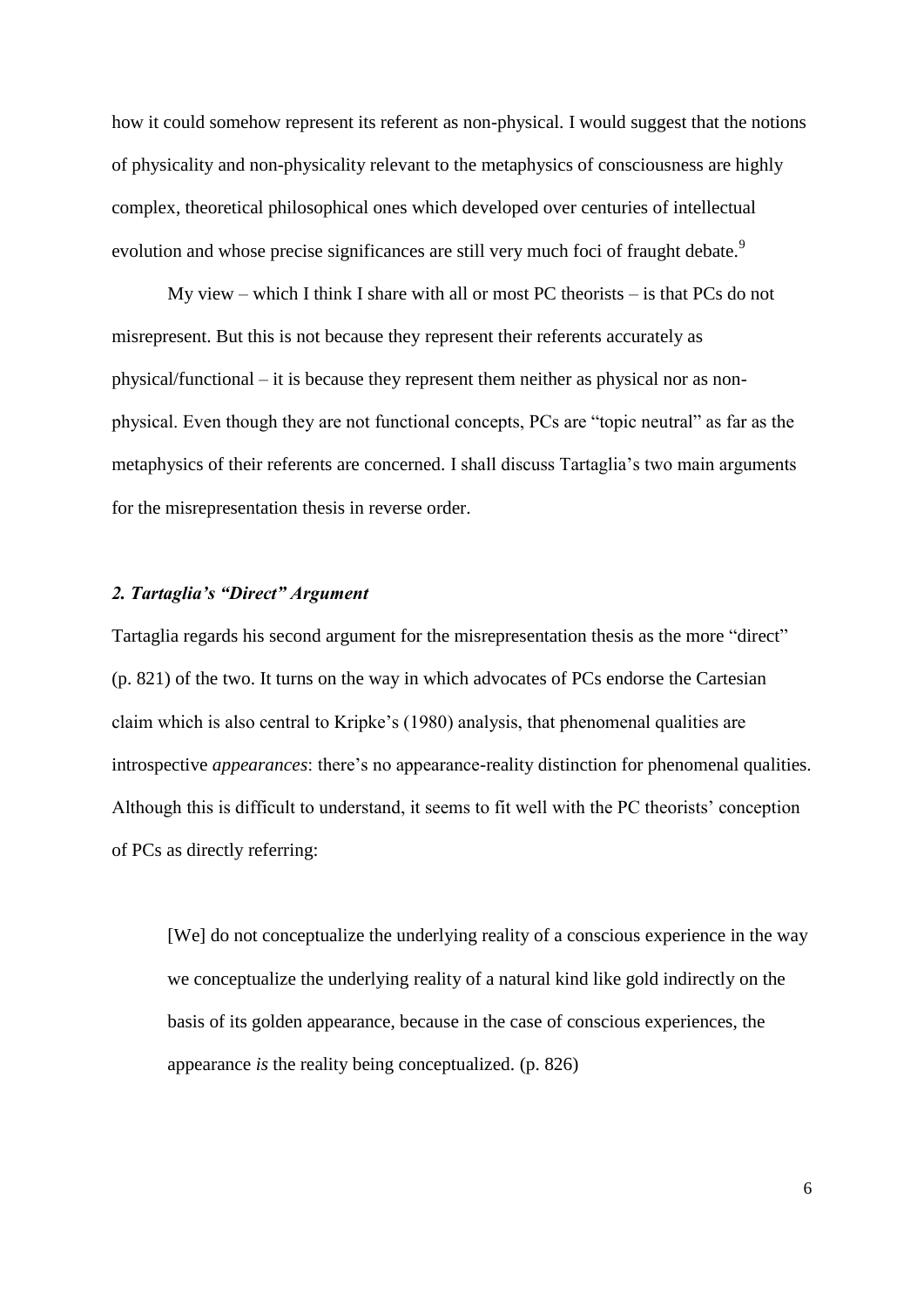how it could somehow represent its referent as non-physical. I would suggest that the notions of physicality and non-physicality relevant to the metaphysics of consciousness are highly complex, theoretical philosophical ones which developed over centuries of intellectual evolution and whose precise significances are still very much foci of fraught debate.[9]

My view – which I think I share with all or most PC theorists – is that PCs do not misrepresent. But this is not because they represent their referents accurately as physical/functional – it is because they represent them neither as physical nor as non-physical. Even though they are not functional concepts, PCs are "topic neutral" as far as the metaphysics of their referents are concerned. I shall discuss Tartaglia's two main arguments for the misrepresentation thesis in reverse order.

### *2. Tartaglia's "Direct" Argument*

Tartaglia regards his second argument for the misrepresentation thesis as the more "direct" (p. 821) of the two. It turns on the way in which advocates of PCs endorse the Cartesian claim which is also central to Kripke's (1980) analysis, that phenomenal qualities are introspective *appearances*: there's no appearance-reality distinction for phenomenal qualities. Although this is difficult to understand, it seems to fit well with the PC theorists' conception of PCs as directly referring:

> [We] do not conceptualize the underlying reality of a conscious experience in the way we conceptualize the underlying reality of a natural kind like gold indirectly on the basis of its golden appearance, because in the case of conscious experiences, the appearance *is* the reality being conceptualized. (p. 826)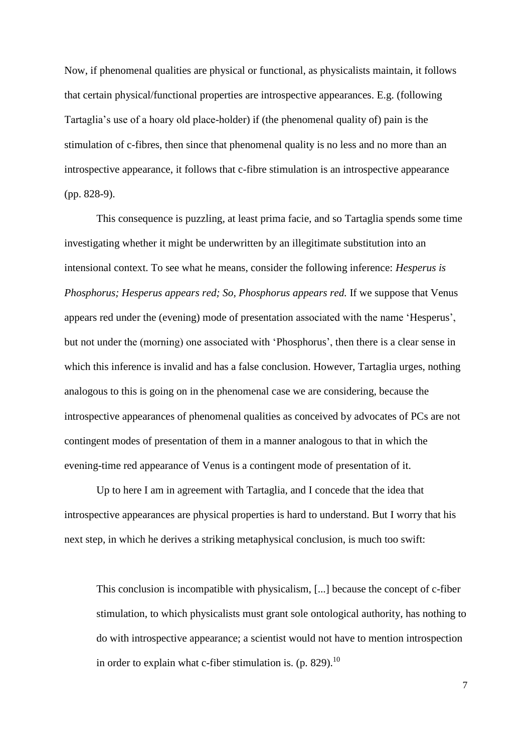Now, if phenomenal qualities are physical or functional, as physicalists maintain, it follows that certain physical/functional properties are introspective appearances. E.g. (following Tartaglia's use of a hoary old place-holder) if (the phenomenal quality of) pain is the stimulation of c-fibres, then since that phenomenal quality is no less and no more than an introspective appearance, it follows that c-fibre stimulation is an introspective appearance (pp. 828-9).

This consequence is puzzling, at least prima facie, and so Tartaglia spends some time investigating whether it might be underwritten by an illegitimate substitution into an intensional context. To see what he means, consider the following inference: *Hesperus is Phosphorus; Hesperus appears red; So, Phosphorus appears red.* If we suppose that Venus appears red under the (evening) mode of presentation associated with the name 'Hesperus', but not under the (morning) one associated with 'Phosphorus', then there is a clear sense in which this inference is invalid and has a false conclusion. However, Tartaglia urges, nothing analogous to this is going on in the phenomenal case we are considering, because the introspective appearances of phenomenal qualities as conceived by advocates of PCs are not contingent modes of presentation of them in a manner analogous to that in which the evening-time red appearance of Venus is a contingent mode of presentation of it.

Up to here I am in agreement with Tartaglia, and I concede that the idea that introspective appearances are physical properties is hard to understand. But I worry that his next step, in which he derives a striking metaphysical conclusion, is much too swift:

> This conclusion is incompatible with physicalism, [...] because the concept of c-fiber stimulation, to which physicalists must grant sole ontological authority, has nothing to do with introspective appearance; a scientist would not have to mention introspection in order to explain what c-fiber stimulation is. (p. 829).[10]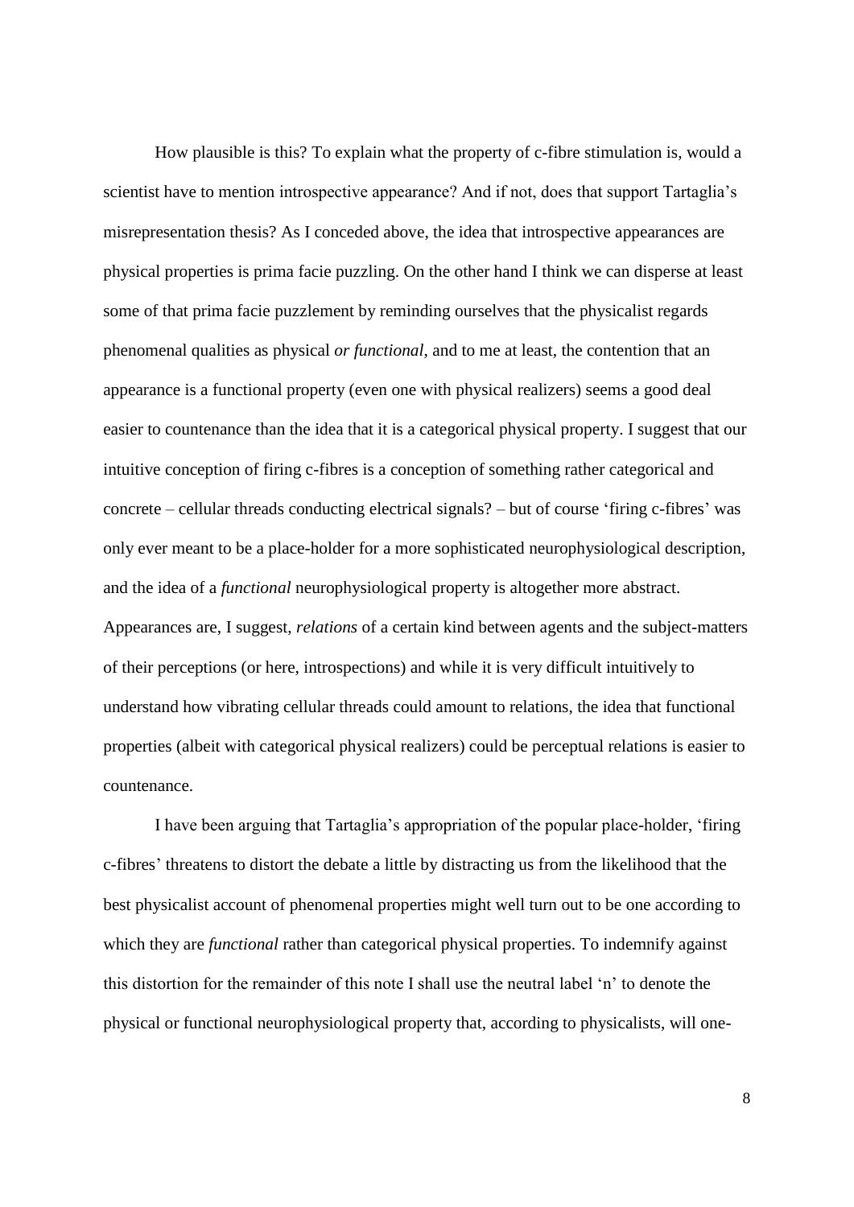How plausible is this? To explain what the property of c-fibre stimulation is, would a scientist have to mention introspective appearance? And if not, does that support Tartaglia's misrepresentation thesis? As I conceded above, the idea that introspective appearances are physical properties is prima facie puzzling. On the other hand I think we can disperse at least some of that prima facie puzzlement by reminding ourselves that the physicalist regards phenomenal qualities as physical *or functional*, and to me at least, the contention that an appearance is a functional property (even one with physical realizers) seems a good deal easier to countenance than the idea that it is a categorical physical property. I suggest that our intuitive conception of firing c-fibres is a conception of something rather categorical and concrete – cellular threads conducting electrical signals? – but of course 'firing c-fibres' was only ever meant to be a place-holder for a more sophisticated neurophysiological description, and the idea of a *functional* neurophysiological property is altogether more abstract. Appearances are, I suggest, *relations* of a certain kind between agents and the subject-matters of their perceptions (or here, introspections) and while it is very difficult intuitively to understand how vibrating cellular threads could amount to relations, the idea that functional properties (albeit with categorical physical realizers) could be perceptual relations is easier to countenance.

I have been arguing that Tartaglia's appropriation of the popular place-holder, 'firing c-fibres' threatens to distort the debate a little by distracting us from the likelihood that the best physicalist account of phenomenal properties might well turn out to be one according to which they are *functional* rather than categorical physical properties. To indemnify against this distortion for the remainder of this note I shall use the neutral label 'n' to denote the physical or functional neurophysiological property that, according to physicalists, will one-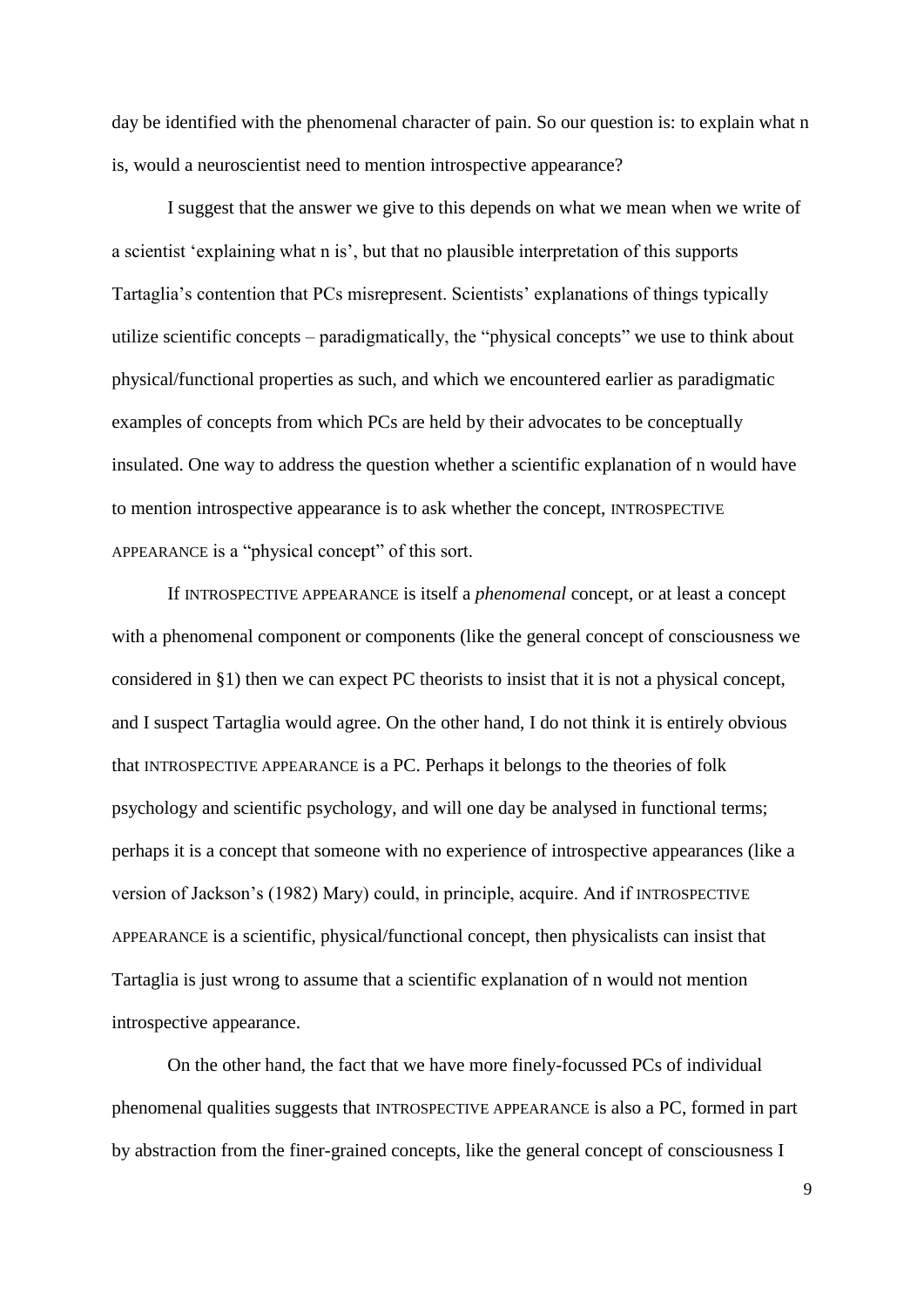day be identified with the phenomenal character of pain. So our question is: to explain what n is, would a neuroscientist need to mention introspective appearance?

I suggest that the answer we give to this depends on what we mean when we write of a scientist 'explaining what n is', but that no plausible interpretation of this supports Tartaglia's contention that PCs misrepresent. Scientists' explanations of things typically utilize scientific concepts – paradigmatically, the "physical concepts" we use to think about physical/functional properties as such, and which we encountered earlier as paradigmatic examples of concepts from which PCs are held by their advocates to be conceptually insulated. One way to address the question whether a scientific explanation of n would have to mention introspective appearance is to ask whether the concept, INTROSPECTIVE APPEARANCE is a "physical concept" of this sort.

If INTROSPECTIVE APPEARANCE is itself a *phenomenal* concept, or at least a concept with a phenomenal component or components (like the general concept of consciousness we considered in §1) then we can expect PC theorists to insist that it is not a physical concept, and I suspect Tartaglia would agree. On the other hand, I do not think it is entirely obvious that INTROSPECTIVE APPEARANCE is a PC. Perhaps it belongs to the theories of folk psychology and scientific psychology, and will one day be analysed in functional terms; perhaps it is a concept that someone with no experience of introspective appearances (like a version of Jackson's (1982) Mary) could, in principle, acquire. And if INTROSPECTIVE APPEARANCE is a scientific, physical/functional concept, then physicalists can insist that Tartaglia is just wrong to assume that a scientific explanation of n would not mention introspective appearance.

On the other hand, the fact that we have more finely-focussed PCs of individual phenomenal qualities suggests that INTROSPECTIVE APPEARANCE is also a PC, formed in part by abstraction from the finer-grained concepts, like the general concept of consciousness I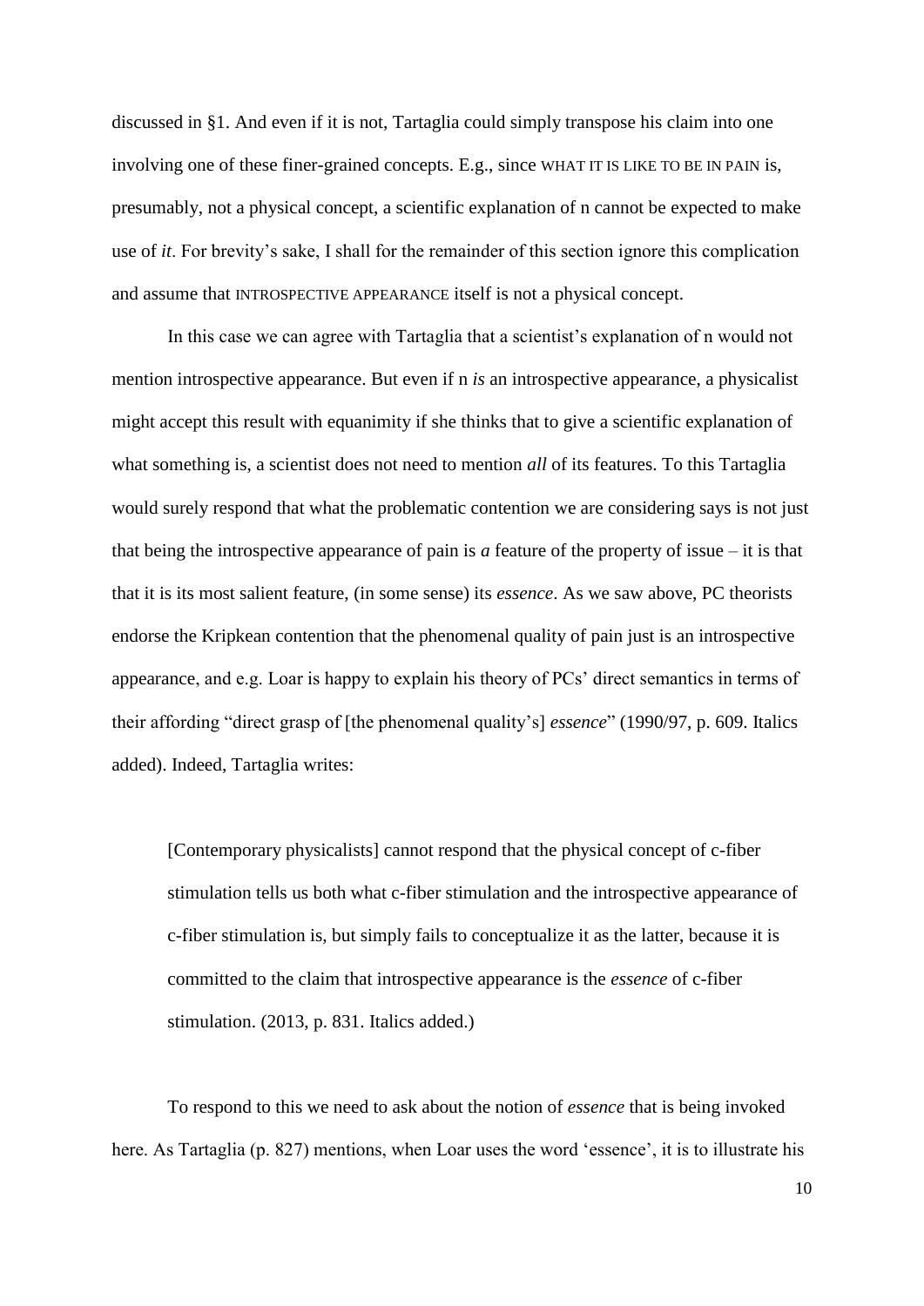discussed in §1. And even if it is not, Tartaglia could simply transpose his claim into one involving one of these finer-grained concepts. E.g., since WHAT IT IS LIKE TO BE IN PAIN is, presumably, not a physical concept, a scientific explanation of n cannot be expected to make use of *it*. For brevity's sake, I shall for the remainder of this section ignore this complication and assume that INTROSPECTIVE APPEARANCE itself is not a physical concept.

In this case we can agree with Tartaglia that a scientist's explanation of n would not mention introspective appearance. But even if n *is* an introspective appearance, a physicalist might accept this result with equanimity if she thinks that to give a scientific explanation of what something is, a scientist does not need to mention *all* of its features. To this Tartaglia would surely respond that what the problematic contention we are considering says is not just that being the introspective appearance of pain is *a* feature of the property of issue – it is that that it is its most salient feature, (in some sense) its *essence*. As we saw above, PC theorists endorse the Kripkean contention that the phenomenal quality of pain just is an introspective appearance, and e.g. Loar is happy to explain his theory of PCs' direct semantics in terms of their affording "direct grasp of [the phenomenal quality's] *essence*" (1990/97, p. 609. Italics added). Indeed, Tartaglia writes:

> [Contemporary physicalists] cannot respond that the physical concept of c-fiber stimulation tells us both what c-fiber stimulation and the introspective appearance of c-fiber stimulation is, but simply fails to conceptualize it as the latter, because it is committed to the claim that introspective appearance is the *essence* of c-fiber stimulation. (2013, p. 831. Italics added.)

To respond to this we need to ask about the notion of *essence* that is being invoked here. As Tartaglia (p. 827) mentions, when Loar uses the word 'essence', it is to illustrate his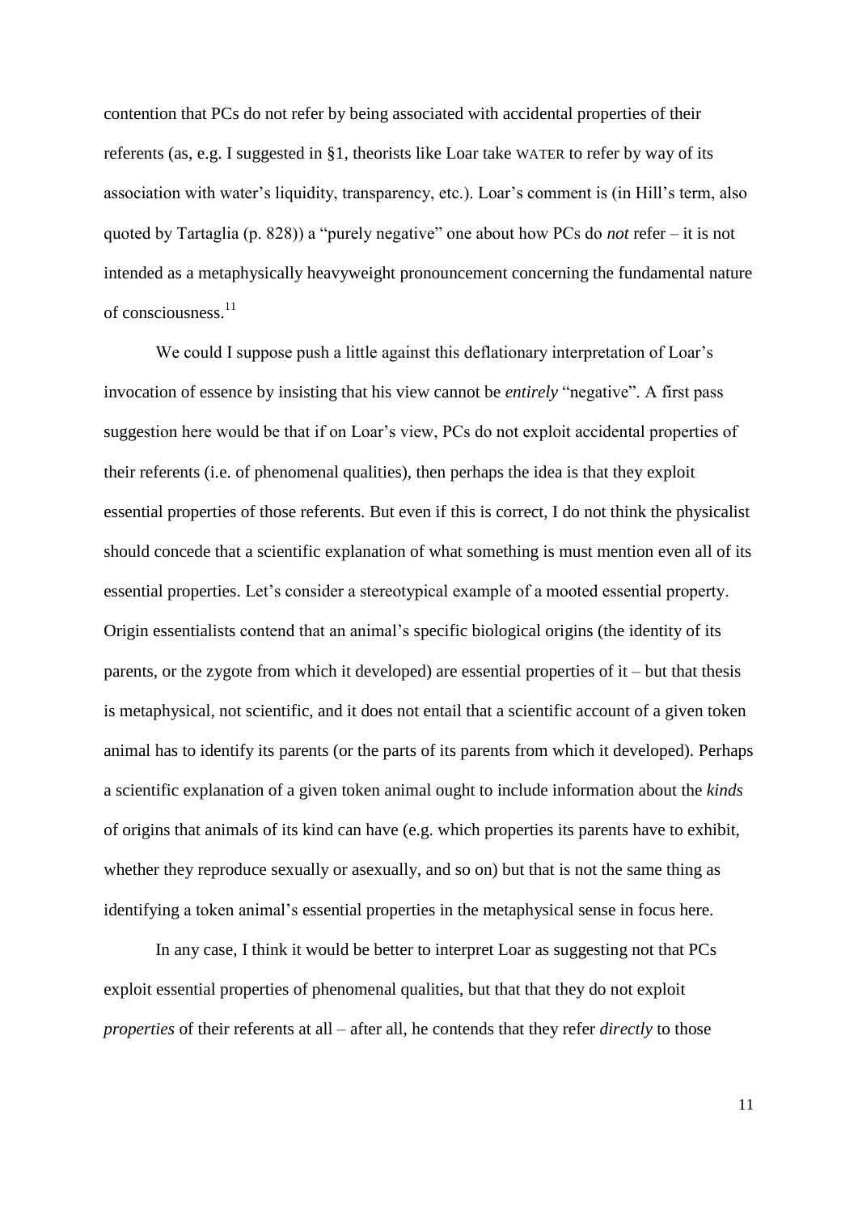contention that PCs do not refer by being associated with accidental properties of their referents (as, e.g. I suggested in §1, theorists like Loar take WATER to refer by way of its association with water's liquidity, transparency, etc.). Loar's comment is (in Hill's term, also quoted by Tartaglia (p. 828)) a "purely negative" one about how PCs do *not* refer – it is not intended as a metaphysically heavyweight pronouncement concerning the fundamental nature of consciousness.[11]

We could I suppose push a little against this deflationary interpretation of Loar's invocation of essence by insisting that his view cannot be *entirely* "negative". A first pass suggestion here would be that if on Loar's view, PCs do not exploit accidental properties of their referents (i.e. of phenomenal qualities), then perhaps the idea is that they exploit essential properties of those referents. But even if this is correct, I do not think the physicalist should concede that a scientific explanation of what something is must mention even all of its essential properties. Let's consider a stereotypical example of a mooted essential property. Origin essentialists contend that an animal's specific biological origins (the identity of its parents, or the zygote from which it developed) are essential properties of it – but that thesis is metaphysical, not scientific, and it does not entail that a scientific account of a given token animal has to identify its parents (or the parts of its parents from which it developed). Perhaps a scientific explanation of a given token animal ought to include information about the *kinds* of origins that animals of its kind can have (e.g. which properties its parents have to exhibit, whether they reproduce sexually or asexually, and so on) but that is not the same thing as identifying a token animal's essential properties in the metaphysical sense in focus here.

In any case, I think it would be better to interpret Loar as suggesting not that PCs exploit essential properties of phenomenal qualities, but that that they do not exploit *properties* of their referents at all – after all, he contends that they refer *directly* to those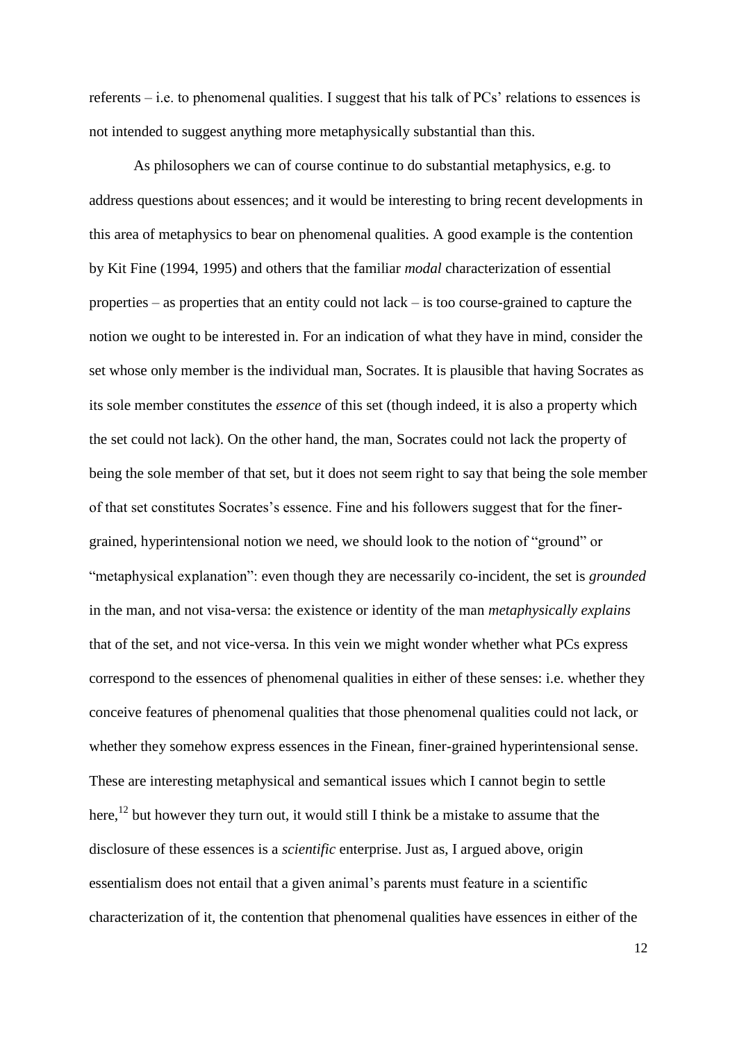referents – i.e. to phenomenal qualities. I suggest that his talk of PCs' relations to essences is not intended to suggest anything more metaphysically substantial than this.

As philosophers we can of course continue to do substantial metaphysics, e.g. to address questions about essences; and it would be interesting to bring recent developments in this area of metaphysics to bear on phenomenal qualities. A good example is the contention by Kit Fine (1994, 1995) and others that the familiar *modal* characterization of essential properties – as properties that an entity could not lack – is too course-grained to capture the notion we ought to be interested in. For an indication of what they have in mind, consider the set whose only member is the individual man, Socrates. It is plausible that having Socrates as its sole member constitutes the *essence* of this set (though indeed, it is also a property which the set could not lack). On the other hand, the man, Socrates could not lack the property of being the sole member of that set, but it does not seem right to say that being the sole member of that set constitutes Socrates's essence. Fine and his followers suggest that for the finer-grained, hyperintensional notion we need, we should look to the notion of "ground" or "metaphysical explanation": even though they are necessarily co-incident, the set is *grounded* in the man, and not visa-versa: the existence or identity of the man *metaphysically explains* that of the set, and not vice-versa. In this vein we might wonder whether what PCs express correspond to the essences of phenomenal qualities in either of these senses: i.e. whether they conceive features of phenomenal qualities that those phenomenal qualities could not lack, or whether they somehow express essences in the Finean, finer-grained hyperintensional sense. These are interesting metaphysical and semantical issues which I cannot begin to settle here,[12] but however they turn out, it would still I think be a mistake to assume that the disclosure of these essences is a *scientific* enterprise. Just as, I argued above, origin essentialism does not entail that a given animal's parents must feature in a scientific characterization of it, the contention that phenomenal qualities have essences in either of the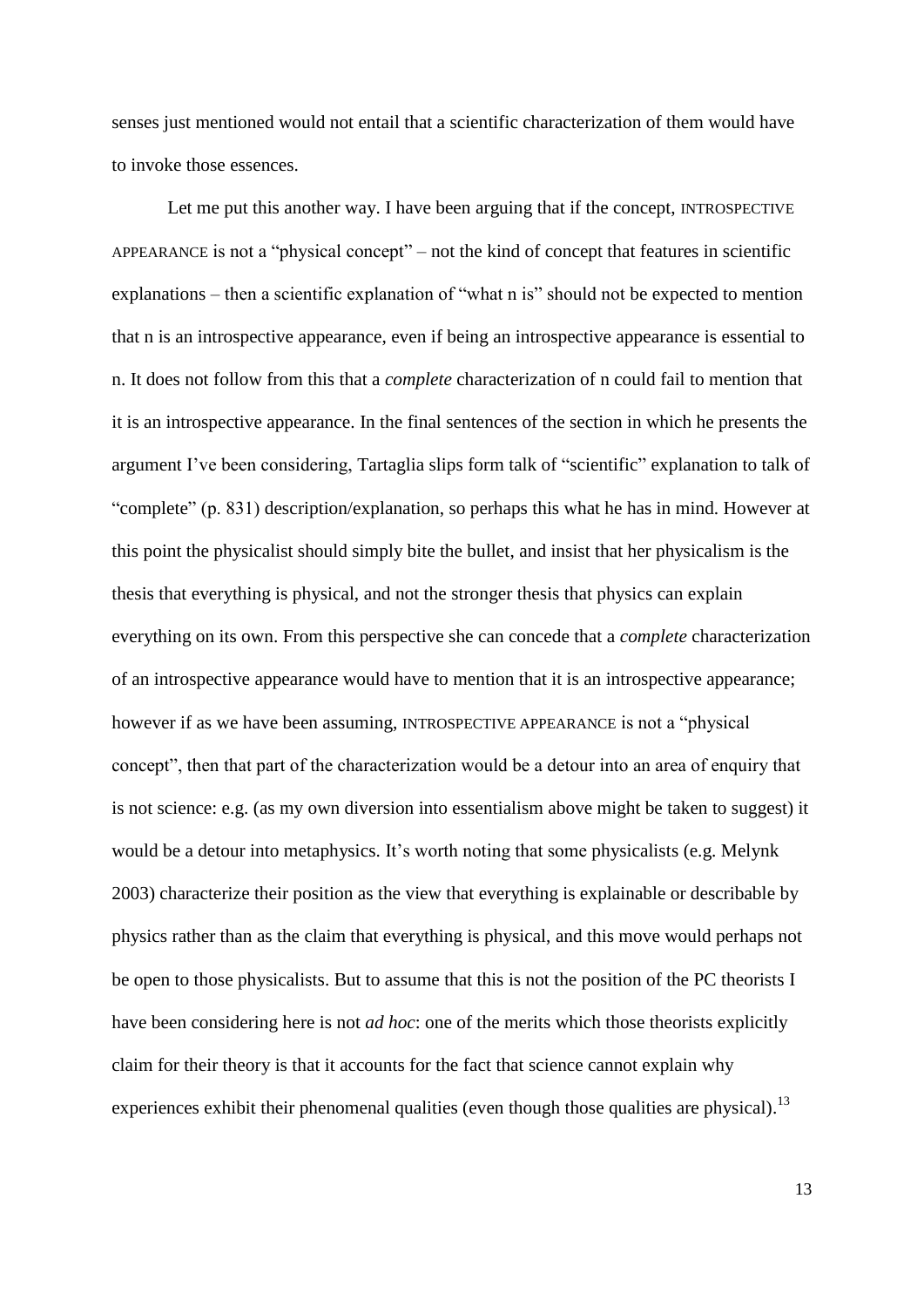senses just mentioned would not entail that a scientific characterization of them would have to invoke those essences.

Let me put this another way. I have been arguing that if the concept, INTROSPECTIVE APPEARANCE is not a "physical concept" – not the kind of concept that features in scientific explanations – then a scientific explanation of "what n is" should not be expected to mention that n is an introspective appearance, even if being an introspective appearance is essential to n. It does not follow from this that a *complete* characterization of n could fail to mention that it is an introspective appearance. In the final sentences of the section in which he presents the argument I've been considering, Tartaglia slips form talk of "scientific" explanation to talk of "complete" (p. 831) description/explanation, so perhaps this what he has in mind. However at this point the physicalist should simply bite the bullet, and insist that her physicalism is the thesis that everything is physical, and not the stronger thesis that physics can explain everything on its own. From this perspective she can concede that a *complete* characterization of an introspective appearance would have to mention that it is an introspective appearance; however if as we have been assuming, INTROSPECTIVE APPEARANCE is not a "physical concept", then that part of the characterization would be a detour into an area of enquiry that is not science: e.g. (as my own diversion into essentialism above might be taken to suggest) it would be a detour into metaphysics. It's worth noting that some physicalists (e.g. Melynk 2003) characterize their position as the view that everything is explainable or describable by physics rather than as the claim that everything is physical, and this move would perhaps not be open to those physicalists. But to assume that this is not the position of the PC theorists I have been considering here is not *ad hoc*: one of the merits which those theorists explicitly claim for their theory is that it accounts for the fact that science cannot explain why experiences exhibit their phenomenal qualities (even though those qualities are physical).[13]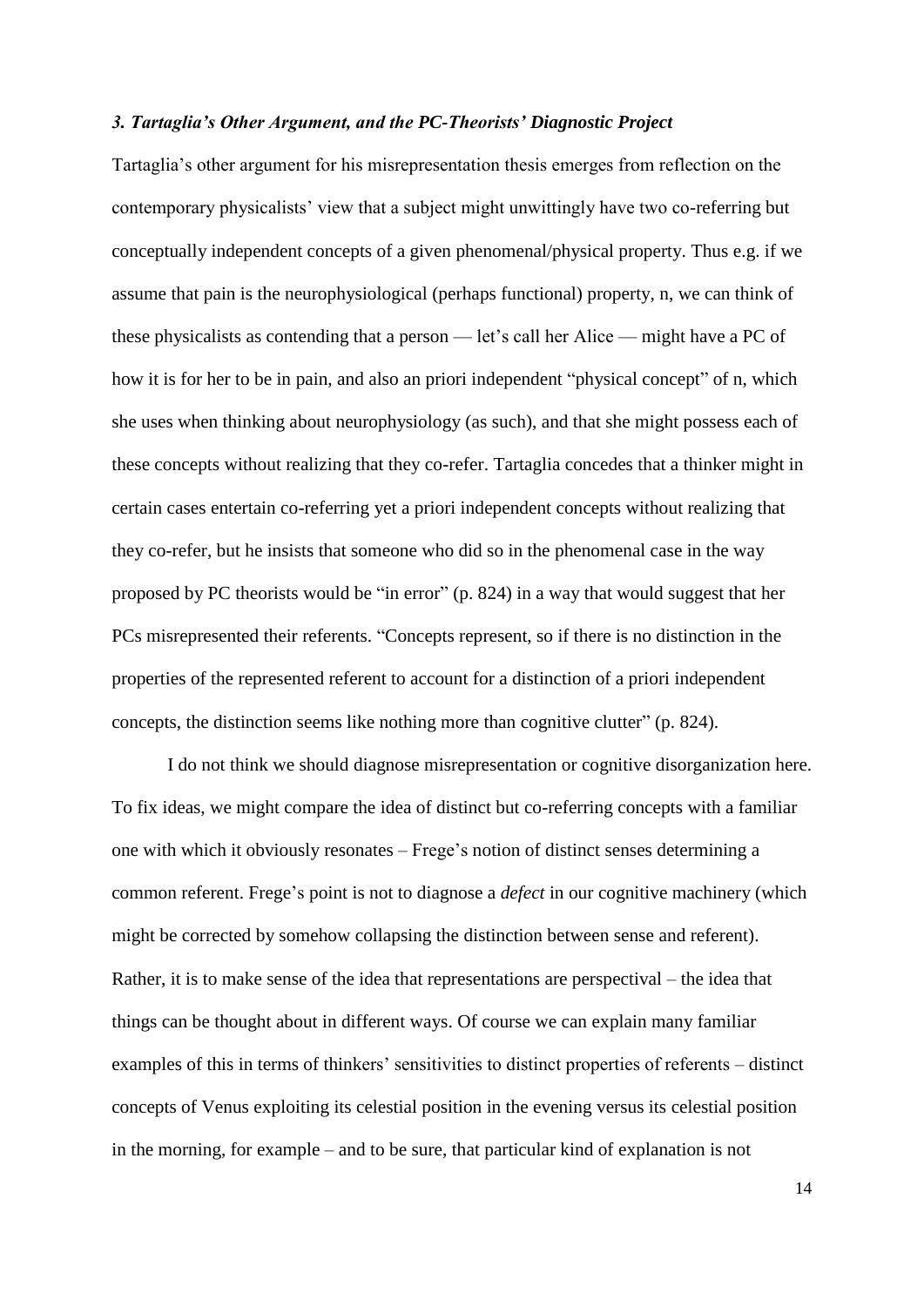### *3. Tartaglia's Other Argument, and the PC-Theorists' Diagnostic Project*

Tartaglia's other argument for his misrepresentation thesis emerges from reflection on the contemporary physicalists' view that a subject might unwittingly have two co-referring but conceptually independent concepts of a given phenomenal/physical property. Thus e.g. if we assume that pain is the neurophysiological (perhaps functional) property, n, we can think of these physicalists as contending that a person — let's call her Alice — might have a PC of how it is for her to be in pain, and also an priori independent "physical concept" of n, which she uses when thinking about neurophysiology (as such), and that she might possess each of these concepts without realizing that they co-refer. Tartaglia concedes that a thinker might in certain cases entertain co-referring yet a priori independent concepts without realizing that they co-refer, but he insists that someone who did so in the phenomenal case in the way proposed by PC theorists would be "in error" (p. 824) in a way that would suggest that her PCs misrepresented their referents. "Concepts represent, so if there is no distinction in the properties of the represented referent to account for a distinction of a priori independent concepts, the distinction seems like nothing more than cognitive clutter" (p. 824).

I do not think we should diagnose misrepresentation or cognitive disorganization here. To fix ideas, we might compare the idea of distinct but co-referring concepts with a familiar one with which it obviously resonates – Frege's notion of distinct senses determining a common referent. Frege's point is not to diagnose a *defect* in our cognitive machinery (which might be corrected by somehow collapsing the distinction between sense and referent). Rather, it is to make sense of the idea that representations are perspectival – the idea that things can be thought about in different ways. Of course we can explain many familiar examples of this in terms of thinkers' sensitivities to distinct properties of referents – distinct concepts of Venus exploiting its celestial position in the evening versus its celestial position in the morning, for example – and to be sure, that particular kind of explanation is not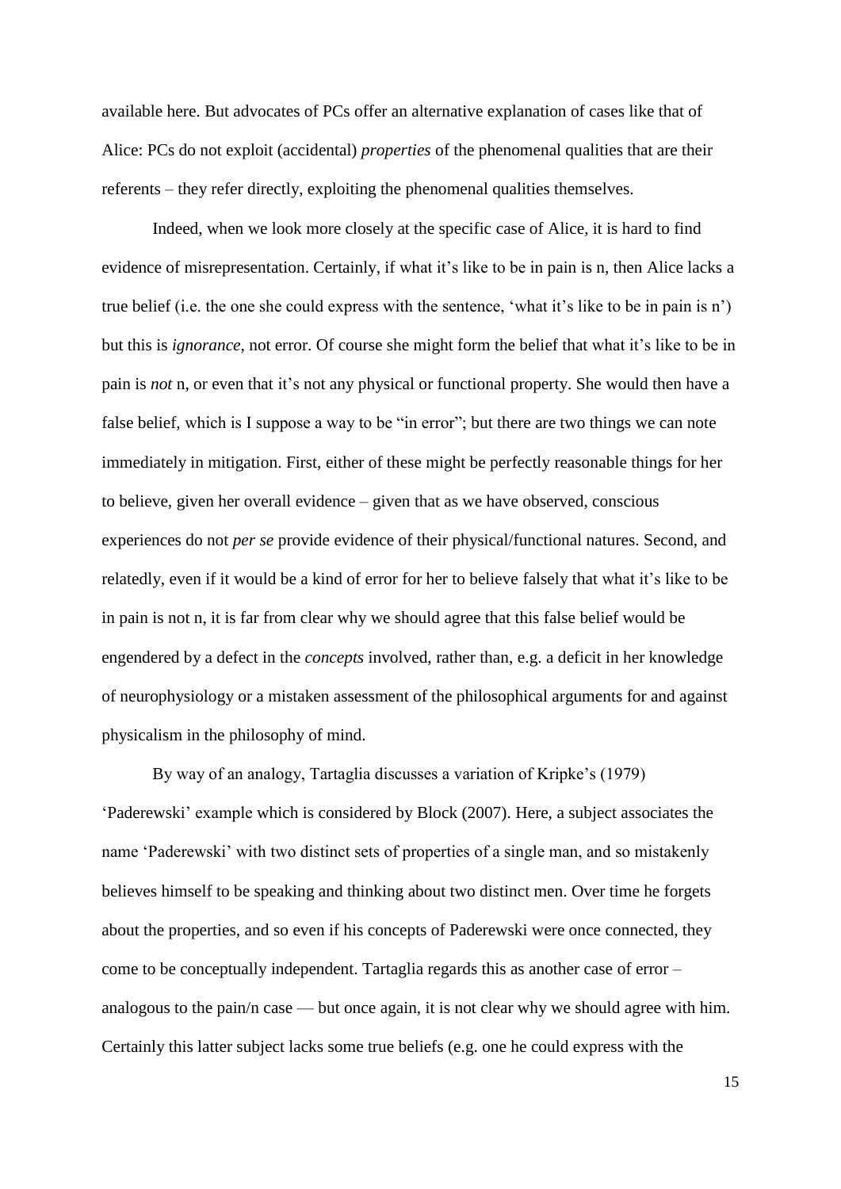available here. But advocates of PCs offer an alternative explanation of cases like that of Alice: PCs do not exploit (accidental) *properties* of the phenomenal qualities that are their referents – they refer directly, exploiting the phenomenal qualities themselves.

Indeed, when we look more closely at the specific case of Alice, it is hard to find evidence of misrepresentation. Certainly, if what it's like to be in pain is n, then Alice lacks a true belief (i.e. the one she could express with the sentence, 'what it's like to be in pain is n') but this is *ignorance*, not error. Of course she might form the belief that what it's like to be in pain is *not* n, or even that it's not any physical or functional property. She would then have a false belief, which is I suppose a way to be "in error"; but there are two things we can note immediately in mitigation. First, either of these might be perfectly reasonable things for her to believe, given her overall evidence – given that as we have observed, conscious experiences do not *per se* provide evidence of their physical/functional natures. Second, and relatedly, even if it would be a kind of error for her to believe falsely that what it's like to be in pain is not n, it is far from clear why we should agree that this false belief would be engendered by a defect in the *concepts* involved, rather than, e.g. a deficit in her knowledge of neurophysiology or a mistaken assessment of the philosophical arguments for and against physicalism in the philosophy of mind.

By way of an analogy, Tartaglia discusses a variation of Kripke's (1979) 'Paderewski' example which is considered by Block (2007). Here, a subject associates the name 'Paderewski' with two distinct sets of properties of a single man, and so mistakenly believes himself to be speaking and thinking about two distinct men. Over time he forgets about the properties, and so even if his concepts of Paderewski were once connected, they come to be conceptually independent. Tartaglia regards this as another case of error – analogous to the pain/n case — but once again, it is not clear why we should agree with him. Certainly this latter subject lacks some true beliefs (e.g. one he could express with the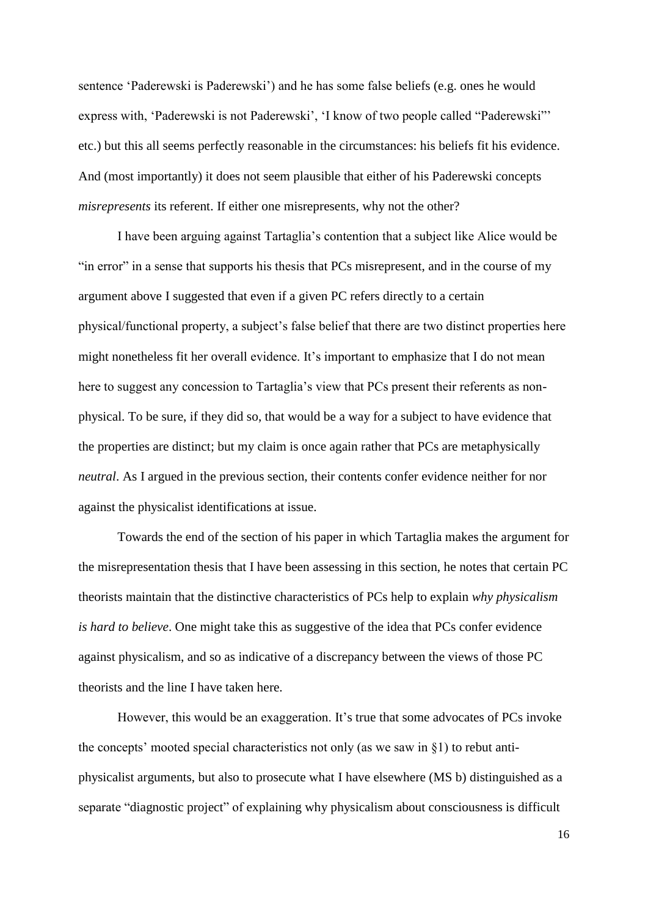sentence 'Paderewski is Paderewski') and he has some false beliefs (e.g. ones he would express with, 'Paderewski is not Paderewski', 'I know of two people called "Paderewski"' etc.) but this all seems perfectly reasonable in the circumstances: his beliefs fit his evidence. And (most importantly) it does not seem plausible that either of his Paderewski concepts *misrepresents* its referent. If either one misrepresents, why not the other?

I have been arguing against Tartaglia's contention that a subject like Alice would be "in error" in a sense that supports his thesis that PCs misrepresent, and in the course of my argument above I suggested that even if a given PC refers directly to a certain physical/functional property, a subject's false belief that there are two distinct properties here might nonetheless fit her overall evidence. It's important to emphasize that I do not mean here to suggest any concession to Tartaglia's view that PCs present their referents as non-physical. To be sure, if they did so, that would be a way for a subject to have evidence that the properties are distinct; but my claim is once again rather that PCs are metaphysically *neutral*. As I argued in the previous section, their contents confer evidence neither for nor against the physicalist identifications at issue.

Towards the end of the section of his paper in which Tartaglia makes the argument for the misrepresentation thesis that I have been assessing in this section, he notes that certain PC theorists maintain that the distinctive characteristics of PCs help to explain *why physicalism is hard to believe*. One might take this as suggestive of the idea that PCs confer evidence against physicalism, and so as indicative of a discrepancy between the views of those PC theorists and the line I have taken here.

However, this would be an exaggeration. It's true that some advocates of PCs invoke the concepts' mooted special characteristics not only (as we saw in §1) to rebut anti-physicalist arguments, but also to prosecute what I have elsewhere (MS b) distinguished as a separate "diagnostic project" of explaining why physicalism about consciousness is difficult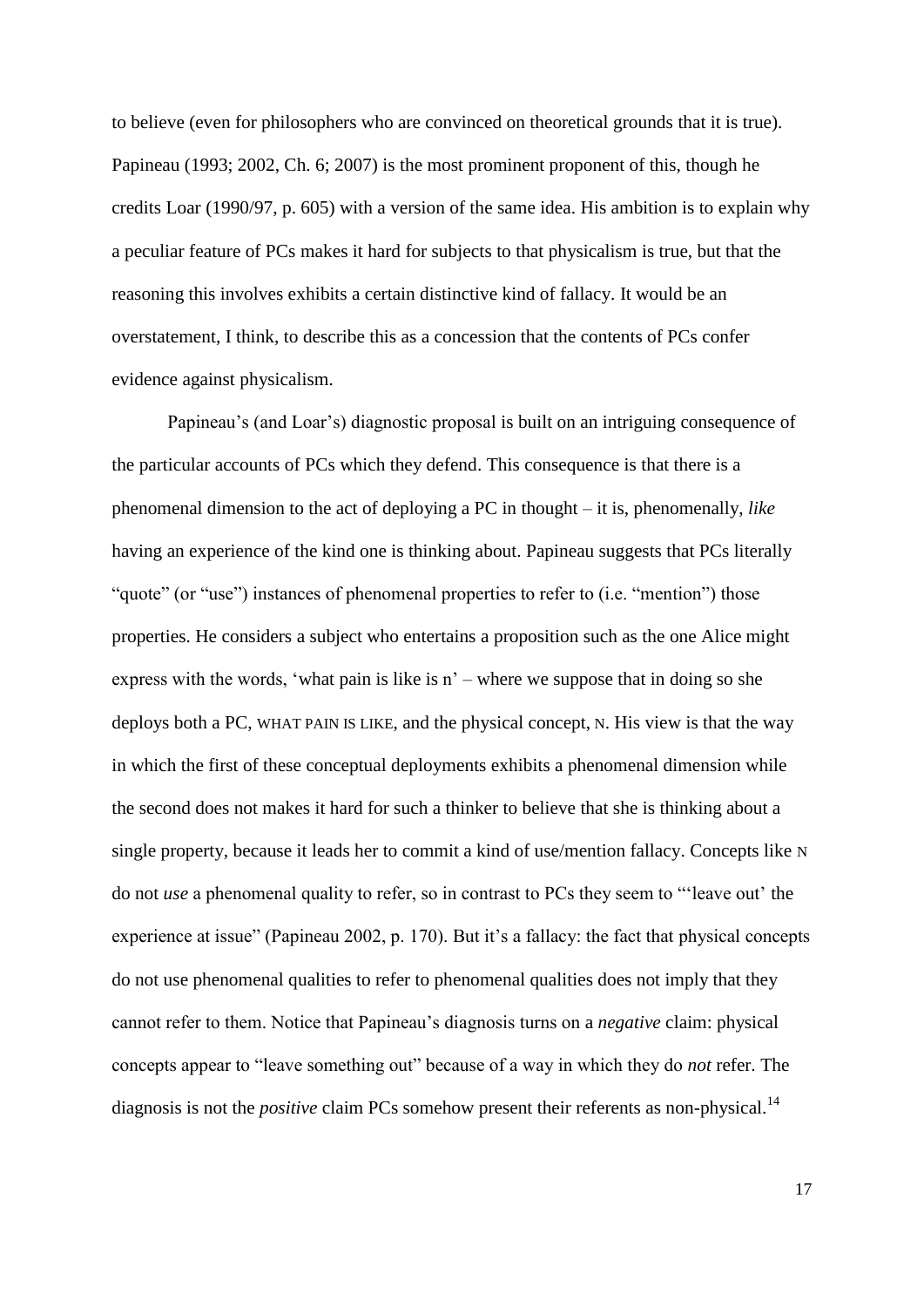to believe (even for philosophers who are convinced on theoretical grounds that it is true). Papineau (1993; 2002, Ch. 6; 2007) is the most prominent proponent of this, though he credits Loar (1990/97, p. 605) with a version of the same idea. His ambition is to explain why a peculiar feature of PCs makes it hard for subjects to that physicalism is true, but that the reasoning this involves exhibits a certain distinctive kind of fallacy. It would be an overstatement, I think, to describe this as a concession that the contents of PCs confer evidence against physicalism.

Papineau's (and Loar's) diagnostic proposal is built on an intriguing consequence of the particular accounts of PCs which they defend. This consequence is that there is a phenomenal dimension to the act of deploying a PC in thought – it is, phenomenally, *like* having an experience of the kind one is thinking about. Papineau suggests that PCs literally "quote" (or "use") instances of phenomenal properties to refer to (i.e. "mention") those properties. He considers a subject who entertains a proposition such as the one Alice might express with the words, 'what pain is like is n' – where we suppose that in doing so she deploys both a PC, WHAT PAIN IS LIKE, and the physical concept, N. His view is that the way in which the first of these conceptual deployments exhibits a phenomenal dimension while the second does not makes it hard for such a thinker to believe that she is thinking about a single property, because it leads her to commit a kind of use/mention fallacy. Concepts like N do not *use* a phenomenal quality to refer, so in contrast to PCs they seem to "'leave out' the experience at issue" (Papineau 2002, p. 170). But it's a fallacy: the fact that physical concepts do not use phenomenal qualities to refer to phenomenal qualities does not imply that they cannot refer to them. Notice that Papineau's diagnosis turns on a *negative* claim: physical concepts appear to "leave something out" because of a way in which they do *not* refer. The diagnosis is not the *positive* claim PCs somehow present their referents as non-physical.[14]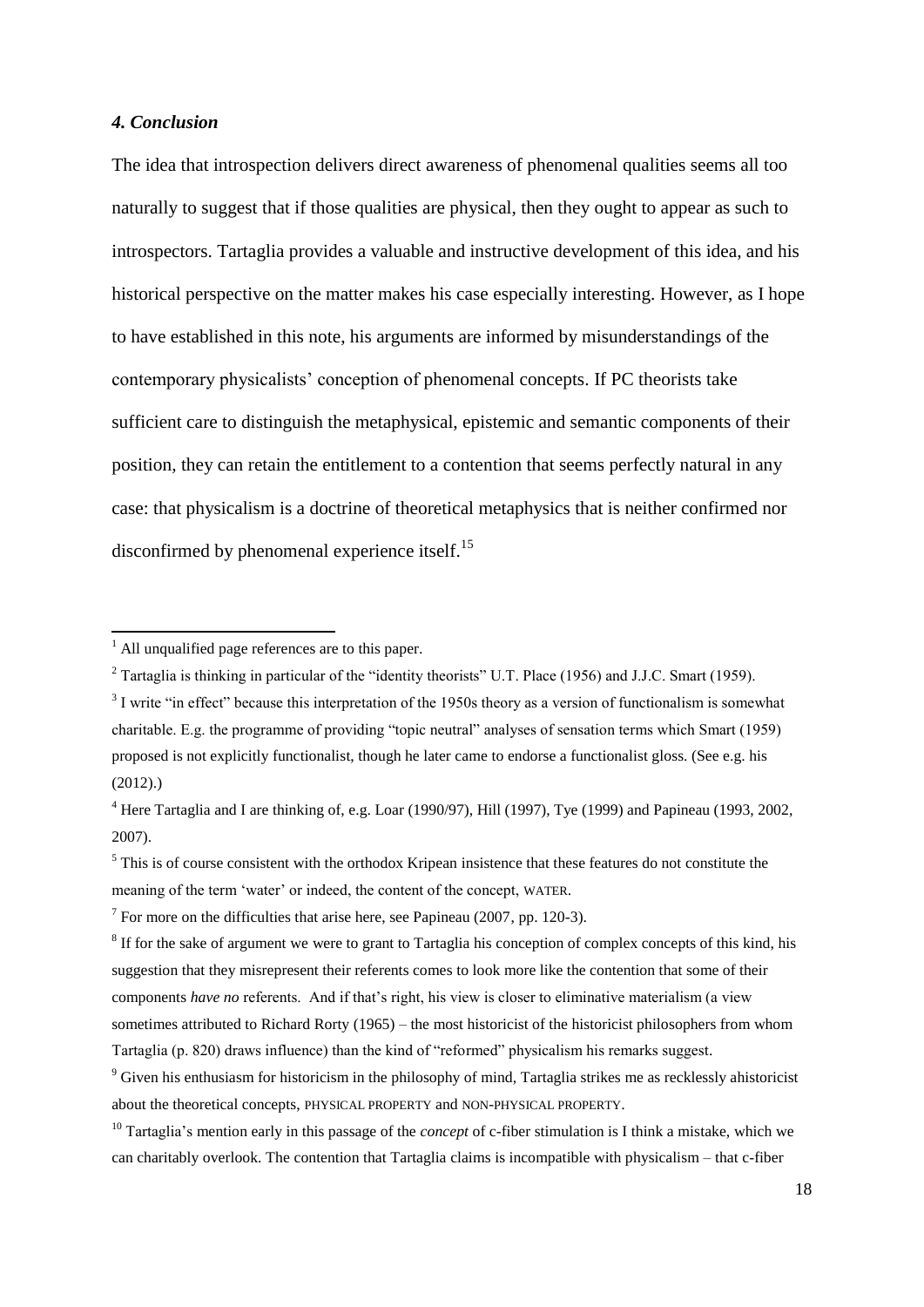### *4. Conclusion*

The idea that introspection delivers direct awareness of phenomenal qualities seems all too naturally to suggest that if those qualities are physical, then they ought to appear as such to introspectors. Tartaglia provides a valuable and instructive development of this idea, and his historical perspective on the matter makes his case especially interesting. However, as I hope to have established in this note, his arguments are informed by misunderstandings of the contemporary physicalists' conception of phenomenal concepts. If PC theorists take sufficient care to distinguish the metaphysical, epistemic and semantic components of their position, they can retain the entitlement to a contention that seems perfectly natural in any case: that physicalism is a doctrine of theoretical metaphysics that is neither confirmed nor disconfirmed by phenomenal experience itself.[15]

---

[1] All unqualified page references are to this paper.

[2] Tartaglia is thinking in particular of the "identity theorists" U.T. Place (1956) and J.J.C. Smart (1959).

[3] I write "in effect" because this interpretation of the 1950s theory as a version of functionalism is somewhat charitable. E.g. the programme of providing "topic neutral" analyses of sensation terms which Smart (1959) proposed is not explicitly functionalist, though he later came to endorse a functionalist gloss. (See e.g. his (2012).)

[4] Here Tartaglia and I are thinking of, e.g. Loar (1990/97), Hill (1997), Tye (1999) and Papineau (1993, 2002, 2007).

[5] This is of course consistent with the orthodox Kripean insistence that these features do not constitute the meaning of the term 'water' or indeed, the content of the concept, WATER.

[7] For more on the difficulties that arise here, see Papineau (2007, pp. 120-3).

[8] If for the sake of argument we were to grant to Tartaglia his conception of complex concepts of this kind, his suggestion that they misrepresent their referents comes to look more like the contention that some of their components *have no* referents. And if that's right, his view is closer to eliminative materialism (a view sometimes attributed to Richard Rorty (1965) – the most historicist of the historicist philosophers from whom Tartaglia (p. 820) draws influence) than the kind of "reformed" physicalism his remarks suggest.

[9] Given his enthusiasm for historicism in the philosophy of mind, Tartaglia strikes me as recklessly ahistoricist about the theoretical concepts, PHYSICAL PROPERTY and NON-PHYSICAL PROPERTY.

[10] Tartaglia's mention early in this passage of the *concept* of c-fiber stimulation is I think a mistake, which we can charitably overlook. The contention that Tartaglia claims is incompatible with physicalism – that c-fiber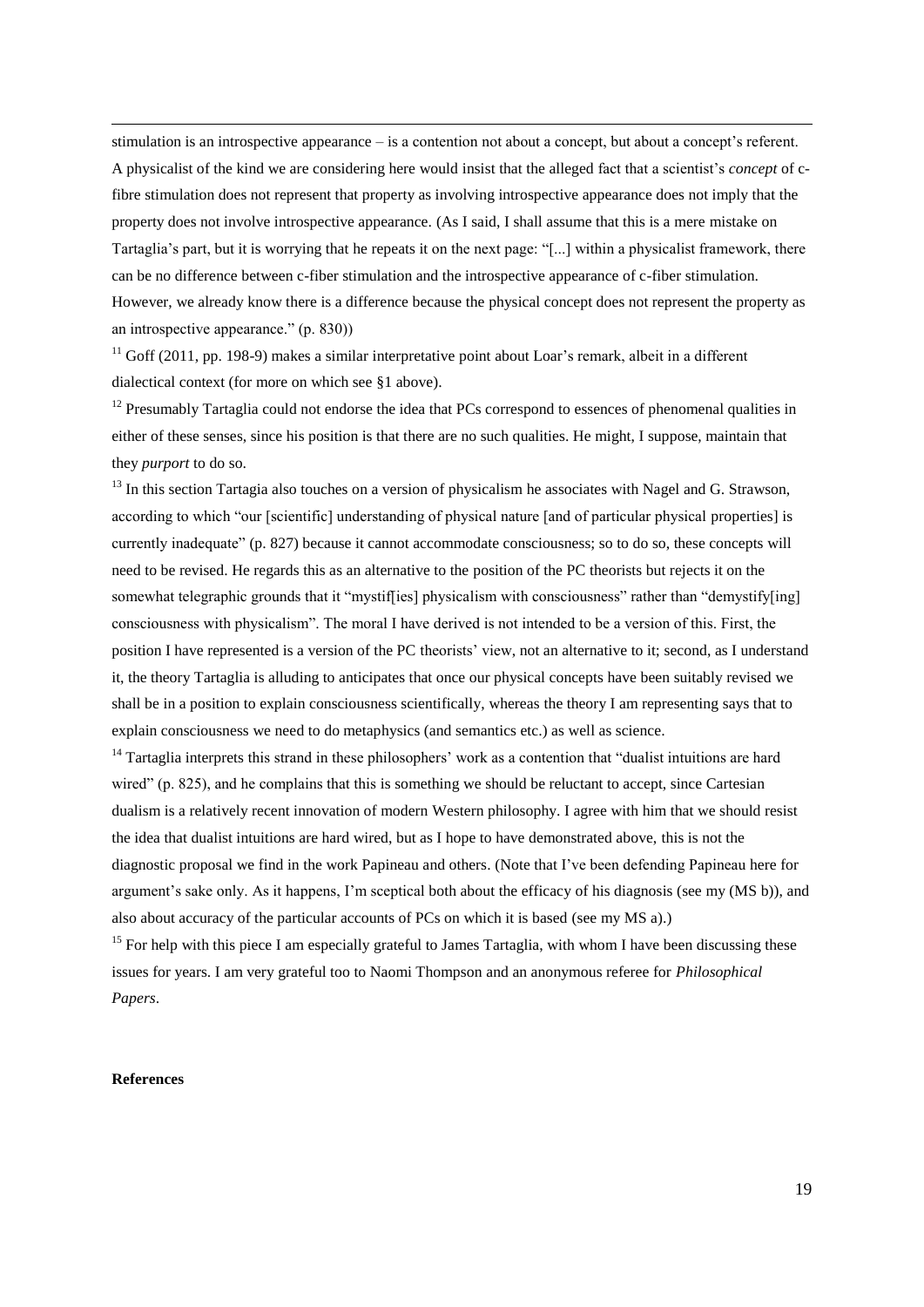stimulation is an introspective appearance – is a contention not about a concept, but about a concept's referent. A physicalist of the kind we are considering here would insist that the alleged fact that a scientist's *concept* of c-fibre stimulation does not represent that property as involving introspective appearance does not imply that the property does not involve introspective appearance. (As I said, I shall assume that this is a mere mistake on Tartaglia's part, but it is worrying that he repeats it on the next page: "[...] within a physicalist framework, there can be no difference between c-fiber stimulation and the introspective appearance of c-fiber stimulation. However, we already know there is a difference because the physical concept does not represent the property as an introspective appearance." (p. 830))

[11] Goff (2011, pp. 198-9) makes a similar interpretative point about Loar's remark, albeit in a different dialectical context (for more on which see §1 above).

[12] Presumably Tartaglia could not endorse the idea that PCs correspond to essences of phenomenal qualities in either of these senses, since his position is that there are no such qualities. He might, I suppose, maintain that they *purport* to do so.

[13] In this section Tartagia also touches on a version of physicalism he associates with Nagel and G. Strawson, according to which "our [scientific] understanding of physical nature [and of particular physical properties] is currently inadequate" (p. 827) because it cannot accommodate consciousness; so to do so, these concepts will need to be revised. He regards this as an alternative to the position of the PC theorists but rejects it on the somewhat telegraphic grounds that it "mystif[ies] physicalism with consciousness" rather than "demystify[ing] consciousness with physicalism". The moral I have derived is not intended to be a version of this. First, the position I have represented is a version of the PC theorists' view, not an alternative to it; second, as I understand it, the theory Tartaglia is alluding to anticipates that once our physical concepts have been suitably revised we shall be in a position to explain consciousness scientifically, whereas the theory I am representing says that to explain consciousness we need to do metaphysics (and semantics etc.) as well as science.

[14] Tartaglia interprets this strand in these philosophers' work as a contention that "dualist intuitions are hard wired" (p. 825), and he complains that this is something we should be reluctant to accept, since Cartesian dualism is a relatively recent innovation of modern Western philosophy. I agree with him that we should resist the idea that dualist intuitions are hard wired, but as I hope to have demonstrated above, this is not the diagnostic proposal we find in the work Papineau and others. (Note that I've been defending Papineau here for argument's sake only. As it happens, I'm sceptical both about the efficacy of his diagnosis (see my (MS b)), and also about accuracy of the particular accounts of PCs on which it is based (see my MS a).)

[15] For help with this piece I am especially grateful to James Tartaglia, with whom I have been discussing these issues for years. I am very grateful too to Naomi Thompson and an anonymous referee for *Philosophical Papers*.

**References**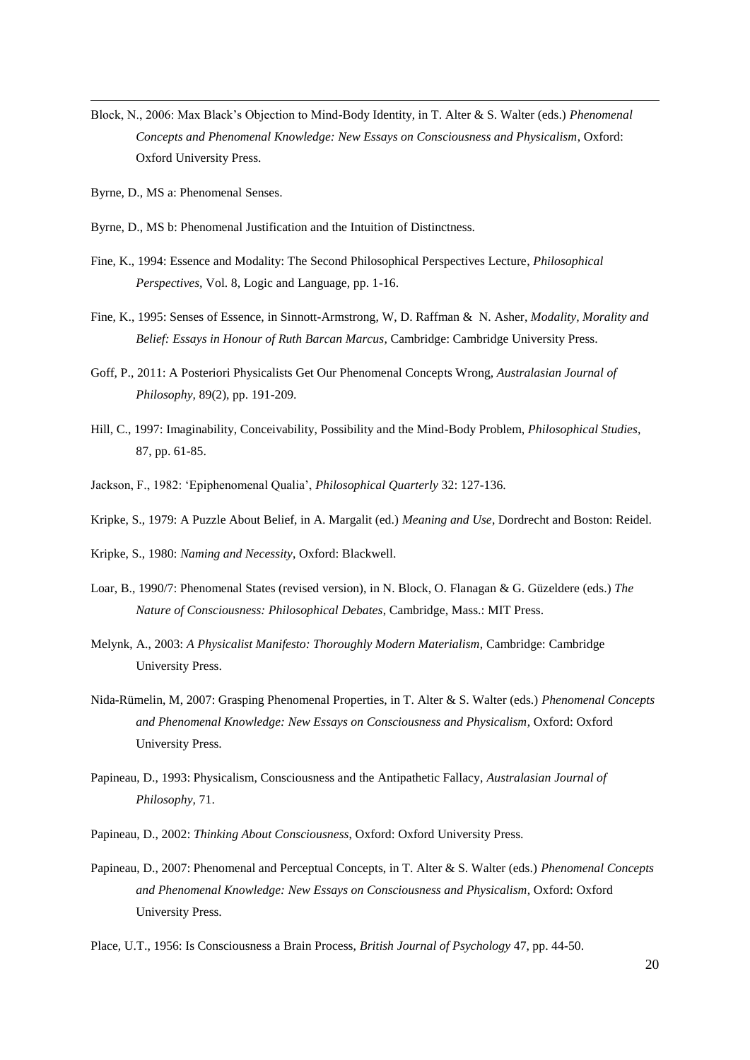Block, N., 2006: Max Black's Objection to Mind-Body Identity, in T. Alter & S. Walter (eds.) *Phenomenal Concepts and Phenomenal Knowledge: New Essays on Consciousness and Physicalism*, Oxford: Oxford University Press.

Byrne, D., MS a: Phenomenal Senses.

Byrne, D., MS b: Phenomenal Justification and the Intuition of Distinctness.

Fine, K., 1994: Essence and Modality: The Second Philosophical Perspectives Lecture, *Philosophical Perspectives*, Vol. 8, Logic and Language, pp. 1-16.

Fine, K., 1995: Senses of Essence, in Sinnott-Armstrong, W, D. Raffman & N. Asher, *Modality, Morality and Belief: Essays in Honour of Ruth Barcan Marcus*, Cambridge: Cambridge University Press.

Goff, P., 2011: A Posteriori Physicalists Get Our Phenomenal Concepts Wrong, *Australasian Journal of Philosophy*, 89(2), pp. 191-209.

Hill, C., 1997: Imaginability, Conceivability, Possibility and the Mind-Body Problem, *Philosophical Studies*, 87, pp. 61-85.

Jackson, F., 1982: 'Epiphenomenal Qualia', *Philosophical Quarterly* 32: 127-136.

Kripke, S., 1979: A Puzzle About Belief, in A. Margalit (ed.) *Meaning and Use*, Dordrecht and Boston: Reidel.

Kripke, S., 1980: *Naming and Necessity*, Oxford: Blackwell.

Loar, B., 1990/7: Phenomenal States (revised version), in N. Block, O. Flanagan & G. Güzeldere (eds.) *The Nature of Consciousness: Philosophical Debates*, Cambridge, Mass.: MIT Press.

Melynk, A., 2003: *A Physicalist Manifesto: Thoroughly Modern Materialism*, Cambridge: Cambridge University Press.

Nida-Rümelin, M, 2007: Grasping Phenomenal Properties, in T. Alter & S. Walter (eds.) *Phenomenal Concepts and Phenomenal Knowledge: New Essays on Consciousness and Physicalism*, Oxford: Oxford University Press.

Papineau, D., 1993: Physicalism, Consciousness and the Antipathetic Fallacy, *Australasian Journal of Philosophy*, 71.

Papineau, D., 2002: *Thinking About Consciousness*, Oxford: Oxford University Press.

Papineau, D., 2007: Phenomenal and Perceptual Concepts, in T. Alter & S. Walter (eds.) *Phenomenal Concepts and Phenomenal Knowledge: New Essays on Consciousness and Physicalism*, Oxford: Oxford University Press.

Place, U.T., 1956: Is Consciousness a Brain Process, *British Journal of Psychology* 47, pp. 44-50.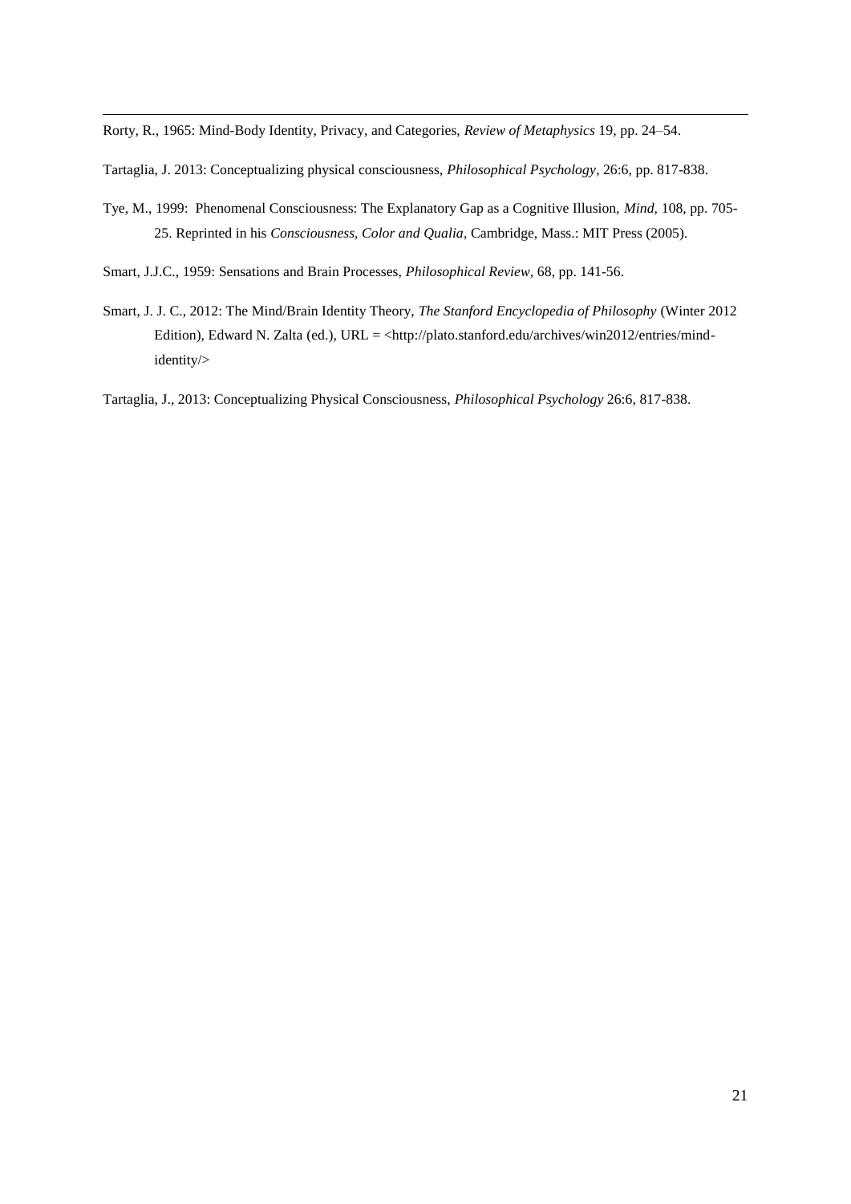Rorty, R., 1965: Mind-Body Identity, Privacy, and Categories, *Review of Metaphysics* 19, pp. 24–54.

Tartaglia, J. 2013: Conceptualizing physical consciousness, *Philosophical Psychology*, 26:6, pp. 817-838.

Tye, M., 1999: Phenomenal Consciousness: The Explanatory Gap as a Cognitive Illusion, *Mind*, 108, pp. 705-25. Reprinted in his *Consciousness, Color and Qualia*, Cambridge, Mass.: MIT Press (2005).

Smart, J.J.C., 1959: Sensations and Brain Processes, *Philosophical Review*, 68, pp. 141-56.

Smart, J. J. C., 2012: The Mind/Brain Identity Theory, *The Stanford Encyclopedia of Philosophy* (Winter 2012 Edition), Edward N. Zalta (ed.), URL = <http://plato.stanford.edu/archives/win2012/entries/mind-identity/>

Tartaglia, J., 2013: Conceptualizing Physical Consciousness, *Philosophical Psychology* 26:6, 817-838.